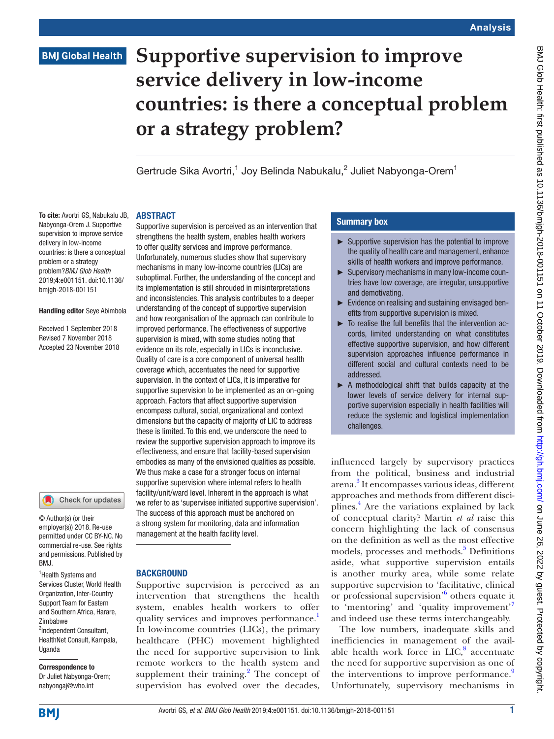# Supportive supervision to improve service delivery in low-income countries: is there a conceptual problem or a strategy problem?

Gertrude Sika Avortri,[1] Joy Belinda Nabukalu,[2] Juliet Nabyonga-Orem[1]

**To cite:** Avortri GS, Nabukalu JB, Nabyonga-Orem J. Supportive supervision to improve service delivery in low-income countries: is there a conceptual problem or a strategy problem?*BMJ Glob Health* 2019;**4**:e001151. doi:10.1136/bmjgh-2018-001151

**Handling editor** Seye Abimbola

Received 1 September 2018
Revised 7 November 2018
Accepted 23 November 2018

© Author(s) (or their employer(s)) 2018. Re-use permitted under CC BY-NC. No commercial re-use. See rights and permissions. Published by BMJ.

[1]Health Systems and Services Cluster, World Health Organization, Inter-Country Support Team for Eastern and Southern Africa, Harare, Zimbabwe
[2]Independent Consultant, HealthNet Consult, Kampala, Uganda

**Correspondence to**
Dr Juliet Nabyonga-Orem; nabyongaj@who.int

## ABSTRACT

Supportive supervision is perceived as an intervention that strengthens the health system, enables health workers to offer quality services and improve performance. Unfortunately, numerous studies show that supervisory mechanisms in many low-income countries (LICs) are suboptimal. Further, the understanding of the concept and its implementation is still shrouded in misinterpretations and inconsistencies. This analysis contributes to a deeper understanding of the concept of supportive supervision and how reorganisation of the approach can contribute to improved performance. The effectiveness of supportive supervision is mixed, with some studies noting that evidence on its role, especially in LICs is inconclusive. Quality of care is a core component of universal health coverage which, accentuates the need for supportive supervision. In the context of LICs, it is imperative for supportive supervision to be implemented as an on-going approach. Factors that affect supportive supervision encompass cultural, social, organizational and context dimensions but the capacity of majority of LIC to address these is limited. To this end, we underscore the need to review the supportive supervision approach to improve its effectiveness, and ensure that facility-based supervision embodies as many of the envisioned qualities as possible. We thus make a case for a stronger focus on internal supportive supervision where internal refers to health facility/unit/ward level. Inherent in the approach is what we refer to as 'supervisee initiated supportive supervision'. The success of this approach must be anchored on a strong system for monitoring, data and information management at the health facility level.

### Summary box

- ► Supportive supervision has the potential to improve the quality of health care and management, enhance skills of health workers and improve performance.
- ► Supervisory mechanisms in many low-income countries have low coverage, are irregular, unsupportive and demotivating.
- ► Evidence on realising and sustaining envisaged benefits from supportive supervision is mixed.
- ► To realise the full benefits that the intervention accords, limited understanding on what constitutes effective supportive supervision, and how different supervision approaches influence performance in different social and cultural contexts need to be addressed.
- ► A methodological shift that builds capacity at the lower levels of service delivery for internal supportive supervision especially in health facilities will reduce the systemic and logistical implementation challenges.

## BACKGROUND

Supportive supervision is perceived as an intervention that strengthens the health system, enables health workers to offer quality services and improves performance.[1] In low-income countries (LICs), the primary healthcare (PHC) movement highlighted the need for supportive supervision to link remote workers to the health system and supplement their training.[2] The concept of supervision has evolved over the decades, influenced largely by supervisory practices from the political, business and industrial arena.[3] It encompasses various ideas, different approaches and methods from different disciplines.[4] Are the variations explained by lack of conceptual clarity? Martin *et al* raise this concern highlighting the lack of consensus on the definition as well as the most effective models, processes and methods.[5] Definitions aside, what supportive supervision entails is another murky area, while some relate supportive supervision to 'facilitative, clinical or professional supervision'[6] others equate it to 'mentoring' and 'quality improvement'[7] and indeed use these terms interchangeably.

The low numbers, inadequate skills and inefficiencies in management of the available health work force in LIC,[8] accentuate the need for supportive supervision as one of the interventions to improve performance.[9] Unfortunately, supervisory mechanisms in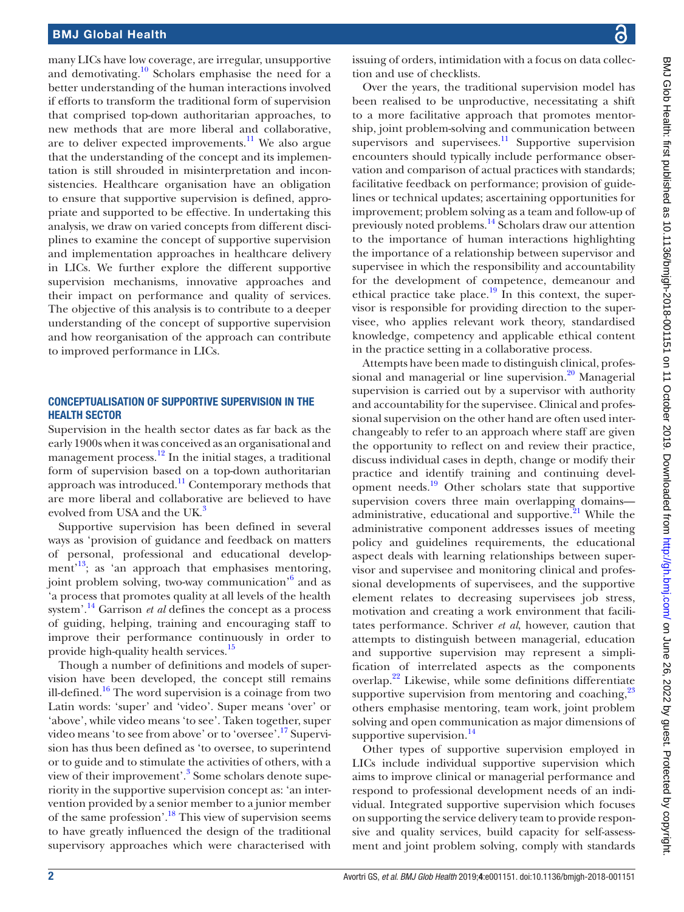many LICs have low coverage, are irregular, unsupportive and demotivating.[10] Scholars emphasise the need for a better understanding of the human interactions involved if efforts to transform the traditional form of supervision that comprised top-down authoritarian approaches, to new methods that are more liberal and collaborative, are to deliver expected improvements.[11] We also argue that the understanding of the concept and its implementation is still shrouded in misinterpretation and inconsistencies. Healthcare organisation have an obligation to ensure that supportive supervision is defined, appropriate and supported to be effective. In undertaking this analysis, we draw on varied concepts from different disciplines to examine the concept of supportive supervision and implementation approaches in healthcare delivery in LICs. We further explore the different supportive supervision mechanisms, innovative approaches and their impact on performance and quality of services. The objective of this analysis is to contribute to a deeper understanding of the concept of supportive supervision and how reorganisation of the approach can contribute to improved performance in LICs.

## CONCEPTUALISATION OF SUPPORTIVE SUPERVISION IN THE HEALTH SECTOR

Supervision in the health sector dates as far back as the early 1900s when it was conceived as an organisational and management process.[12] In the initial stages, a traditional form of supervision based on a top-down authoritarian approach was introduced.[11] Contemporary methods that are more liberal and collaborative are believed to have evolved from USA and the UK.[3]

Supportive supervision has been defined in several ways as 'provision of guidance and feedback on matters of personal, professional and educational development'[13]; as 'an approach that emphasises mentoring, joint problem solving, two-way communication'[6] and as 'a process that promotes quality at all levels of the health system'.[14] Garrison *et al* defines the concept as a process of guiding, helping, training and encouraging staff to improve their performance continuously in order to provide high-quality health services.[15]

Though a number of definitions and models of supervision have been developed, the concept still remains ill-defined.[16] The word supervision is a coinage from two Latin words: 'super' and 'video'. Super means 'over' or 'above', while video means 'to see'. Taken together, super video means 'to see from above' or to 'oversee'.[17] Supervision has thus been defined as 'to oversee, to superintend or to guide and to stimulate the activities of others, with a view of their improvement'.[3] Some scholars denote superiority in the supportive supervision concept as: 'an intervention provided by a senior member to a junior member of the same profession'.[18] This view of supervision seems to have greatly influenced the design of the traditional supervisory approaches which were characterised with issuing of orders, intimidation with a focus on data collection and use of checklists.

Over the years, the traditional supervision model has been realised to be unproductive, necessitating a shift to a more facilitative approach that promotes mentorship, joint problem-solving and communication between supervisors and supervisees.[11] Supportive supervision encounters should typically include performance observation and comparison of actual practices with standards; facilitative feedback on performance; provision of guidelines or technical updates; ascertaining opportunities for improvement; problem solving as a team and follow-up of previously noted problems.[14] Scholars draw our attention to the importance of human interactions highlighting the importance of a relationship between supervisor and supervisee in which the responsibility and accountability for the development of competence, demeanour and ethical practice take place.[19] In this context, the supervisor is responsible for providing direction to the supervisee, who applies relevant work theory, standardised knowledge, competency and applicable ethical content in the practice setting in a collaborative process.

Attempts have been made to distinguish clinical, professional and managerial or line supervision.[20] Managerial supervision is carried out by a supervisor with authority and accountability for the supervisee. Clinical and professional supervision on the other hand are often used interchangeably to refer to an approach where staff are given the opportunity to reflect on and review their practice, discuss individual cases in depth, change or modify their practice and identify training and continuing development needs.[19] Other scholars state that supportive supervision covers three main overlapping domains—administrative, educational and supportive.[21] While the administrative component addresses issues of meeting policy and guidelines requirements, the educational aspect deals with learning relationships between supervisor and supervisee and monitoring clinical and professional developments of supervisees, and the supportive element relates to decreasing supervisees job stress, motivation and creating a work environment that facilitates performance. Schriver *et al*, however, caution that attempts to distinguish between managerial, education and supportive supervision may represent a simplification of interrelated aspects as the components overlap.[22] Likewise, while some definitions differentiate supportive supervision from mentoring and coaching,[23] others emphasise mentoring, team work, joint problem solving and open communication as major dimensions of supportive supervision.[14]

Other types of supportive supervision employed in LICs include individual supportive supervision which aims to improve clinical or managerial performance and respond to professional development needs of an individual. Integrated supportive supervision which focuses on supporting the service delivery team to provide responsive and quality services, build capacity for self-assessment and joint problem solving, comply with standards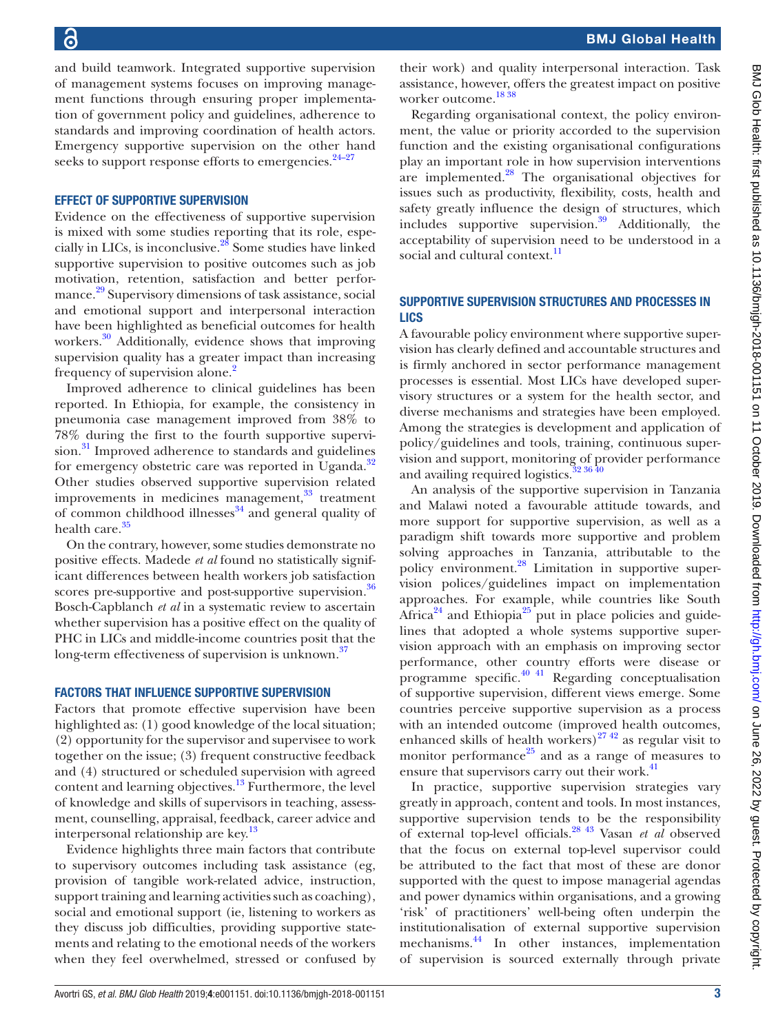and build teamwork. Integrated supportive supervision of management systems focuses on improving management functions through ensuring proper implementation of government policy and guidelines, adherence to standards and improving coordination of health actors. Emergency supportive supervision on the other hand seeks to support response efforts to emergencies.[24–27]

## EFFECT OF SUPPORTIVE SUPERVISION

Evidence on the effectiveness of supportive supervision is mixed with some studies reporting that its role, especially in LICs, is inconclusive.[28] Some studies have linked supportive supervision to positive outcomes such as job motivation, retention, satisfaction and better performance.[29] Supervisory dimensions of task assistance, social and emotional support and interpersonal interaction have been highlighted as beneficial outcomes for health workers.[30] Additionally, evidence shows that improving supervision quality has a greater impact than increasing frequency of supervision alone.[2]

Improved adherence to clinical guidelines has been reported. In Ethiopia, for example, the consistency in pneumonia case management improved from 38% to 78% during the first to the fourth supportive supervision.[31] Improved adherence to standards and guidelines for emergency obstetric care was reported in Uganda.[32] Other studies observed supportive supervision related improvements in medicines management,[33] treatment of common childhood illnesses[34] and general quality of health care.[35]

On the contrary, however, some studies demonstrate no positive effects. Madede *et al* found no statistically significant differences between health workers job satisfaction scores pre-supportive and post-supportive supervision.[36] Bosch-Capblanch *et al* in a systematic review to ascertain whether supervision has a positive effect on the quality of PHC in LICs and middle-income countries posit that the long-term effectiveness of supervision is unknown.[37]

## FACTORS THAT INFLUENCE SUPPORTIVE SUPERVISION

Factors that promote effective supervision have been highlighted as: (1) good knowledge of the local situation; (2) opportunity for the supervisor and supervisee to work together on the issue; (3) frequent constructive feedback and (4) structured or scheduled supervision with agreed content and learning objectives.[13] Furthermore, the level of knowledge and skills of supervisors in teaching, assessment, counselling, appraisal, feedback, career advice and interpersonal relationship are key.[13]

Evidence highlights three main factors that contribute to supervisory outcomes including task assistance (eg, provision of tangible work-related advice, instruction, support training and learning activities such as coaching), social and emotional support (ie, listening to workers as they discuss job difficulties, providing supportive statements and relating to the emotional needs of the workers when they feel overwhelmed, stressed or confused by their work) and quality interpersonal interaction. Task assistance, however, offers the greatest impact on positive worker outcome.[18 38]

Regarding organisational context, the policy environment, the value or priority accorded to the supervision function and the existing organisational configurations play an important role in how supervision interventions are implemented.[28] The organisational objectives for issues such as productivity, flexibility, costs, health and safety greatly influence the design of structures, which includes supportive supervision.[39] Additionally, the acceptability of supervision need to be understood in a social and cultural context.[11]

## SUPPORTIVE SUPERVISION STRUCTURES AND PROCESSES IN LICS

A favourable policy environment where supportive supervision has clearly defined and accountable structures and is firmly anchored in sector performance management processes is essential. Most LICs have developed supervisory structures or a system for the health sector, and diverse mechanisms and strategies have been employed. Among the strategies is development and application of policy/guidelines and tools, training, continuous supervision and support, monitoring of provider performance and availing required logistics.[32 36 40]

An analysis of the supportive supervision in Tanzania and Malawi noted a favourable attitude towards, and more support for supportive supervision, as well as a paradigm shift towards more supportive and problem solving approaches in Tanzania, attributable to the policy environment.[28] Limitation in supportive supervision polices/guidelines impact on implementation approaches. For example, while countries like South Africa[24] and Ethiopia[25] put in place policies and guidelines that adopted a whole systems supportive supervision approach with an emphasis on improving sector performance, other country efforts were disease or programme specific.[40 41] Regarding conceptualisation of supportive supervision, different views emerge. Some countries perceive supportive supervision as a process with an intended outcome (improved health outcomes, enhanced skills of health workers)[27 42] as regular visit to monitor performance[25] and as a range of measures to ensure that supervisors carry out their work.[41]

In practice, supportive supervision strategies vary greatly in approach, content and tools. In most instances, supportive supervision tends to be the responsibility of external top-level officials.[28 43] Vasan *et al* observed that the focus on external top-level supervisor could be attributed to the fact that most of these are donor supported with the quest to impose managerial agendas and power dynamics within organisations, and a growing 'risk' of practitioners' well-being often underpin the institutionalisation of external supportive supervision mechanisms.[44] In other instances, implementation of supervision is sourced externally through private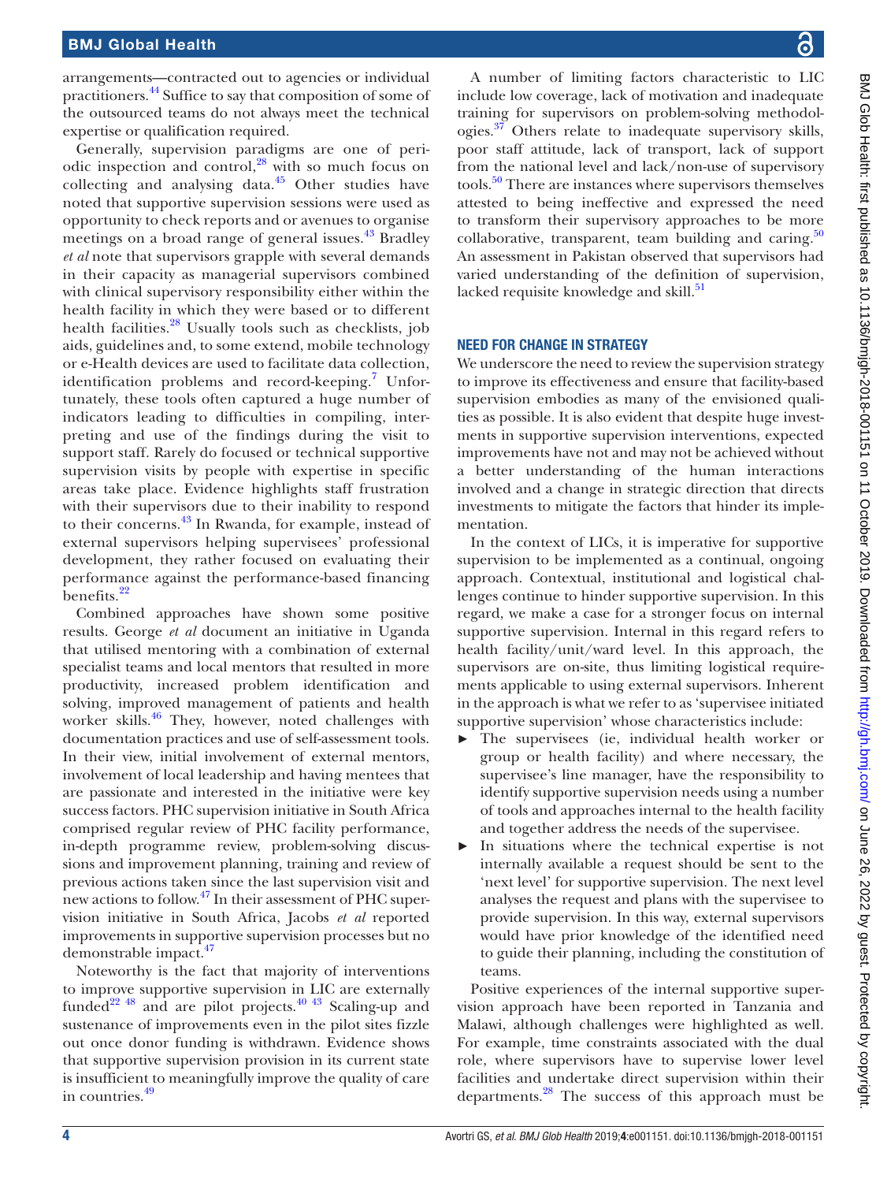arrangements—contracted out to agencies or individual practitioners.[44] Suffice to say that composition of some of the outsourced teams do not always meet the technical expertise or qualification required.

Generally, supervision paradigms are one of periodic inspection and control,[28] with so much focus on collecting and analysing data.[45] Other studies have noted that supportive supervision sessions were used as opportunity to check reports and or avenues to organise meetings on a broad range of general issues.[43] Bradley *et al* note that supervisors grapple with several demands in their capacity as managerial supervisors combined with clinical supervisory responsibility either within the health facility in which they were based or to different health facilities.[28] Usually tools such as checklists, job aids, guidelines and, to some extend, mobile technology or e-Health devices are used to facilitate data collection, identification problems and record-keeping.[7] Unfortunately, these tools often captured a huge number of indicators leading to difficulties in compiling, interpreting and use of the findings during the visit to support staff. Rarely do focused or technical supportive supervision visits by people with expertise in specific areas take place. Evidence highlights staff frustration with their supervisors due to their inability to respond to their concerns.[43] In Rwanda, for example, instead of external supervisors helping supervisees' professional development, they rather focused on evaluating their performance against the performance-based financing benefits.[22]

Combined approaches have shown some positive results. George *et al* document an initiative in Uganda that utilised mentoring with a combination of external specialist teams and local mentors that resulted in more productivity, increased problem identification and solving, improved management of patients and health worker skills.[46] They, however, noted challenges with documentation practices and use of self-assessment tools. In their view, initial involvement of external mentors, involvement of local leadership and having mentees that are passionate and interested in the initiative were key success factors. PHC supervision initiative in South Africa comprised regular review of PHC facility performance, in-depth programme review, problem-solving discussions and improvement planning, training and review of previous actions taken since the last supervision visit and new actions to follow.[47] In their assessment of PHC supervision initiative in South Africa, Jacobs *et al* reported improvements in supportive supervision processes but no demonstrable impact.[47]

Noteworthy is the fact that majority of interventions to improve supportive supervision in LIC are externally funded[22 48] and are pilot projects.[40 43] Scaling-up and sustenance of improvements even in the pilot sites fizzle out once donor funding is withdrawn. Evidence shows that supportive supervision provision in its current state is insufficient to meaningfully improve the quality of care in countries.[49]

A number of limiting factors characteristic to LIC include low coverage, lack of motivation and inadequate training for supervisors on problem-solving methodologies.[37] Others relate to inadequate supervisory skills, poor staff attitude, lack of transport, lack of support from the national level and lack/non-use of supervisory tools.[50] There are instances where supervisors themselves attested to being ineffective and expressed the need to transform their supervisory approaches to be more collaborative, transparent, team building and caring.[50] An assessment in Pakistan observed that supervisors had varied understanding of the definition of supervision, lacked requisite knowledge and skill.[51]

## NEED FOR CHANGE IN STRATEGY

We underscore the need to review the supervision strategy to improve its effectiveness and ensure that facility-based supervision embodies as many of the envisioned qualities as possible. It is also evident that despite huge investments in supportive supervision interventions, expected improvements have not and may not be achieved without a better understanding of the human interactions involved and a change in strategic direction that directs investments to mitigate the factors that hinder its implementation.

In the context of LICs, it is imperative for supportive supervision to be implemented as a continual, ongoing approach. Contextual, institutional and logistical challenges continue to hinder supportive supervision. In this regard, we make a case for a stronger focus on internal supportive supervision. Internal in this regard refers to health facility/unit/ward level. In this approach, the supervisors are on-site, thus limiting logistical requirements applicable to using external supervisors. Inherent in the approach is what we refer to as 'supervisee initiated supportive supervision' whose characteristics include:

- The supervisees (ie, individual health worker or group or health facility) and where necessary, the supervisee's line manager, have the responsibility to identify supportive supervision needs using a number of tools and approaches internal to the health facility and together address the needs of the supervisee.
- In situations where the technical expertise is not internally available a request should be sent to the 'next level' for supportive supervision. The next level analyses the request and plans with the supervisee to provide supervision. In this way, external supervisors would have prior knowledge of the identified need to guide their planning, including the constitution of teams.

Positive experiences of the internal supportive supervision approach have been reported in Tanzania and Malawi, although challenges were highlighted as well. For example, time constraints associated with the dual role, where supervisors have to supervise lower level facilities and undertake direct supervision within their departments.[28] The success of this approach must be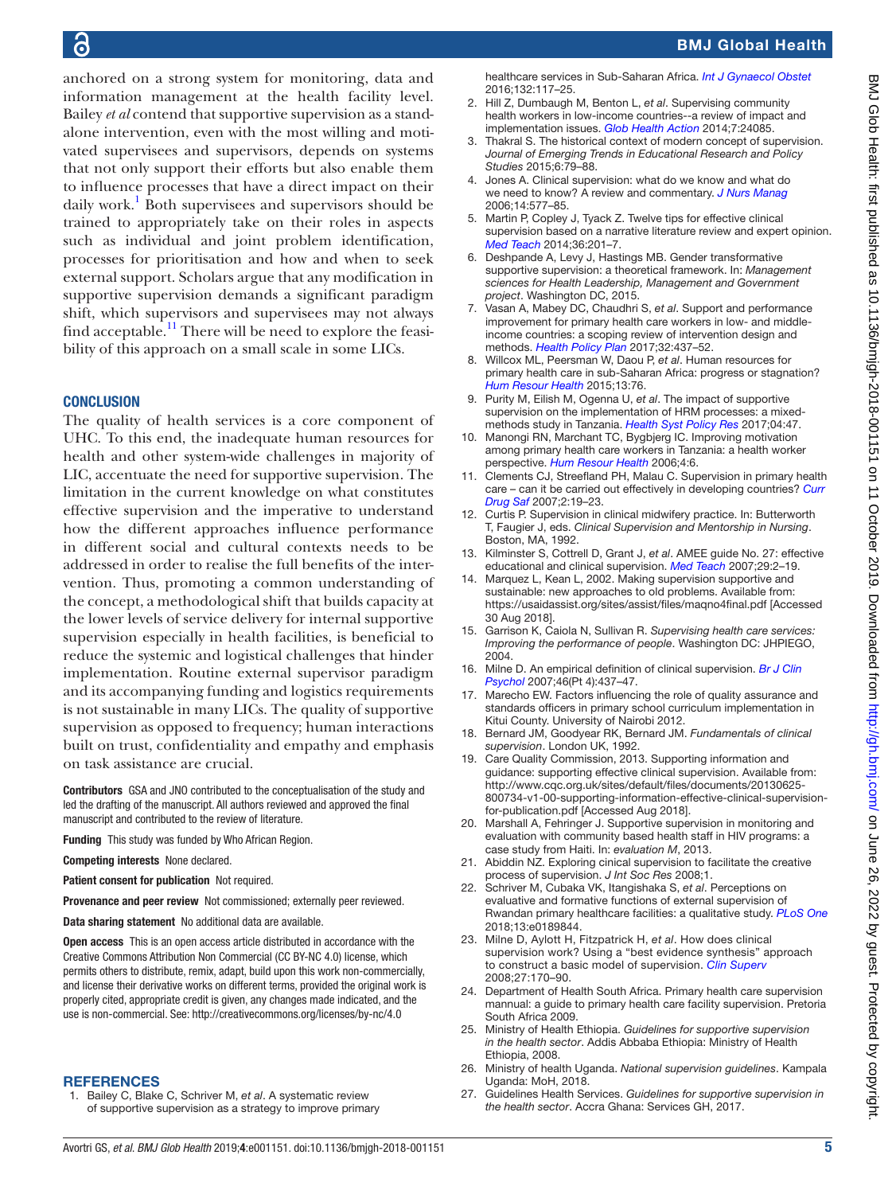anchored on a strong system for monitoring, data and information management at the health facility level. Bailey *et al* contend that supportive supervision as a standalone intervention, even with the most willing and motivated supervisees and supervisors, depends on systems that not only support their efforts but also enable them to influence processes that have a direct impact on their daily work.[1] Both supervisees and supervisors should be trained to appropriately take on their roles in aspects such as individual and joint problem identification, processes for prioritisation and how and when to seek external support. Scholars argue that any modification in supportive supervision demands a significant paradigm shift, which supervisors and supervisees may not always find acceptable.[11] There will be need to explore the feasibility of this approach on a small scale in some LICs.

## CONCLUSION

The quality of health services is a core component of UHC. To this end, the inadequate human resources for health and other system-wide challenges in majority of LIC, accentuate the need for supportive supervision. The limitation in the current knowledge on what constitutes effective supervision and the imperative to understand how the different approaches influence performance in different social and cultural contexts needs to be addressed in order to realise the full benefits of the intervention. Thus, promoting a common understanding of the concept, a methodological shift that builds capacity at the lower levels of service delivery for internal supportive supervision especially in health facilities, is beneficial to reduce the systemic and logistical challenges that hinder implementation. Routine external supervisor paradigm and its accompanying funding and logistics requirements is not sustainable in many LICs. The quality of supportive supervision as opposed to frequency; human interactions built on trust, confidentiality and empathy and emphasis on task assistance are crucial.

**Contributors** GSA and JNO contributed to the conceptualisation of the study and led the drafting of the manuscript. All authors reviewed and approved the final manuscript and contributed to the review of literature.

**Funding** This study was funded by Who African Region.

**Competing interests** None declared.

**Patient consent for publication** Not required.

**Provenance and peer review** Not commissioned; externally peer reviewed.

**Data sharing statement** No additional data are available.

**Open access** This is an open access article distributed in accordance with the Creative Commons Attribution Non Commercial (CC BY-NC 4.0) license, which permits others to distribute, remix, adapt, build upon this work non-commercially, and license their derivative works on different terms, provided the original work is properly cited, appropriate credit is given, any changes made indicated, and the use is non-commercial. See: http://creativecommons.org/licenses/by-nc/4.0

## REFERENCES

1. Bailey C, Blake C, Schriver M, *et al*. A systematic review of supportive supervision as a strategy to improve primary healthcare services in Sub-Saharan Africa. *Int J Gynaecol Obstet* 2016;132:117–25.
2. Hill Z, Dumbaugh M, Benton L, *et al*. Supervising community health workers in low-income countries--a review of impact and implementation issues. *Glob Health Action* 2014;7:24085.
3. Thakral S. The historical context of modern concept of supervision. *Journal of Emerging Trends in Educational Research and Policy Studies* 2015;6:79–88.
4. Jones A. Clinical supervision: what do we know and what do we need to know? A review and commentary. *J Nurs Manag* 2006;14:577–85.
5. Martin P, Copley J, Tyack Z. Twelve tips for effective clinical supervision based on a narrative literature review and expert opinion. *Med Teach* 2014;36:201–7.
6. Deshpande A, Levy J, Hastings MB. Gender transformative supportive supervision: a theoretical framework. In: *Management sciences for Health Leadership, Management and Government project*. Washington DC, 2015.
7. Vasan A, Mabey DC, Chaudhri S, *et al*. Support and performance improvement for primary health care workers in low- and middle-income countries: a scoping review of intervention design and methods. *Health Policy Plan* 2017;32:437–52.
8. Willcox ML, Peersman W, Daou P, *et al*. Human resources for primary health care in sub-Saharan Africa: progress or stagnation? *Hum Resour Health* 2015;13:76.
9. Purity M, Eilish M, Ogenna U, *et al*. The impact of supportive supervision on the implementation of HRM processes: a mixed-methods study in Tanzania. *Health Syst Policy Res* 2017;04:47.
10. Manongi RN, Marchant TC, Bygbjerg IC. Improving motivation among primary health care workers in Tanzania: a health worker perspective. *Hum Resour Health* 2006;4:6.
11. Clements CJ, Streefland PH, Malau C. Supervision in primary health care – can it be carried out effectively in developing countries? *Curr Drug Saf* 2007;2:19–23.
12. Curtis P. Supervision in clinical midwifery practice. In: Butterworth T, Faugier J, eds. *Clinical Supervision and Mentorship in Nursing*. Boston, MA, 1992.
13. Kilminster S, Cottrell D, Grant J, *et al*. AMEE guide No. 27: effective educational and clinical supervision. *Med Teach* 2007;29:2–19.
14. Marquez L, Kean L, 2002. Making supervision supportive and sustainable: new approaches to old problems. Available from: https://usaidassist.org/sites/assist/files/maqno4final.pdf [Accessed 30 Aug 2018].
15. Garrison K, Caiola N, Sullivan R. *Supervising health care services: Improving the performance of people*. Washington DC: JHPIEGO, 2004.
16. Milne D. An empirical definition of clinical supervision. *Br J Clin Psychol* 2007;46(Pt 4):437–47.
17. Marecho EW. Factors influencing the role of quality assurance and standards officers in primary school curriculum implementation in Kitui County. University of Nairobi 2012.
18. Bernard JM, Goodyear RK, Bernard JM. *Fundamentals of clinical supervision*. London UK, 1992.
19. Care Quality Commission, 2013. Supporting information and guidance: supporting effective clinical supervision. Available from: http://www.cqc.org.uk/sites/default/files/documents/20130625-800734-v1-00-supporting-information-effective-clinical-supervision-for-publication.pdf [Accessed Aug 2018].
20. Marshall A, Fehringer J. Supportive supervision in monitoring and evaluation with community based health staff in HIV programs: a case study from Haiti. In: *evaluation M*, 2013.
21. Abiddin NZ. Exploring clinical supervision to facilitate the creative process of supervision. *J Int Soc Res* 2008;1.
22. Schriver M, Cubaka VK, Itangishaka S, *et al*. Perceptions on evaluative and formative functions of external supervision of Rwandan primary healthcare facilities: a qualitative study. *PLoS One* 2018;13:e0189844.
23. Milne D, Aylott H, Fitzpatrick H, *et al*. How does clinical supervision work? Using a "best evidence synthesis" approach to construct a basic model of supervision. *Clin Superv* 2008;27:170–90.
24. Department of Health South Africa. Primary health care supervision manual: a guide to primary health care facility supervision. Pretoria South Africa 2009.
25. Ministry of Health Ethiopia. *Guidelines for supportive supervision in the health sector*. Addis Abbaba Ethiopia: Ministry of Health Ethiopia, 2008.
26. Ministry of health Uganda. *National supervision guidelines*. Kampala Uganda: MoH, 2018.
27. Guidelines Health Services. *Guidelines for supportive supervision in the health sector*. Accra Ghana: Services GH, 2017.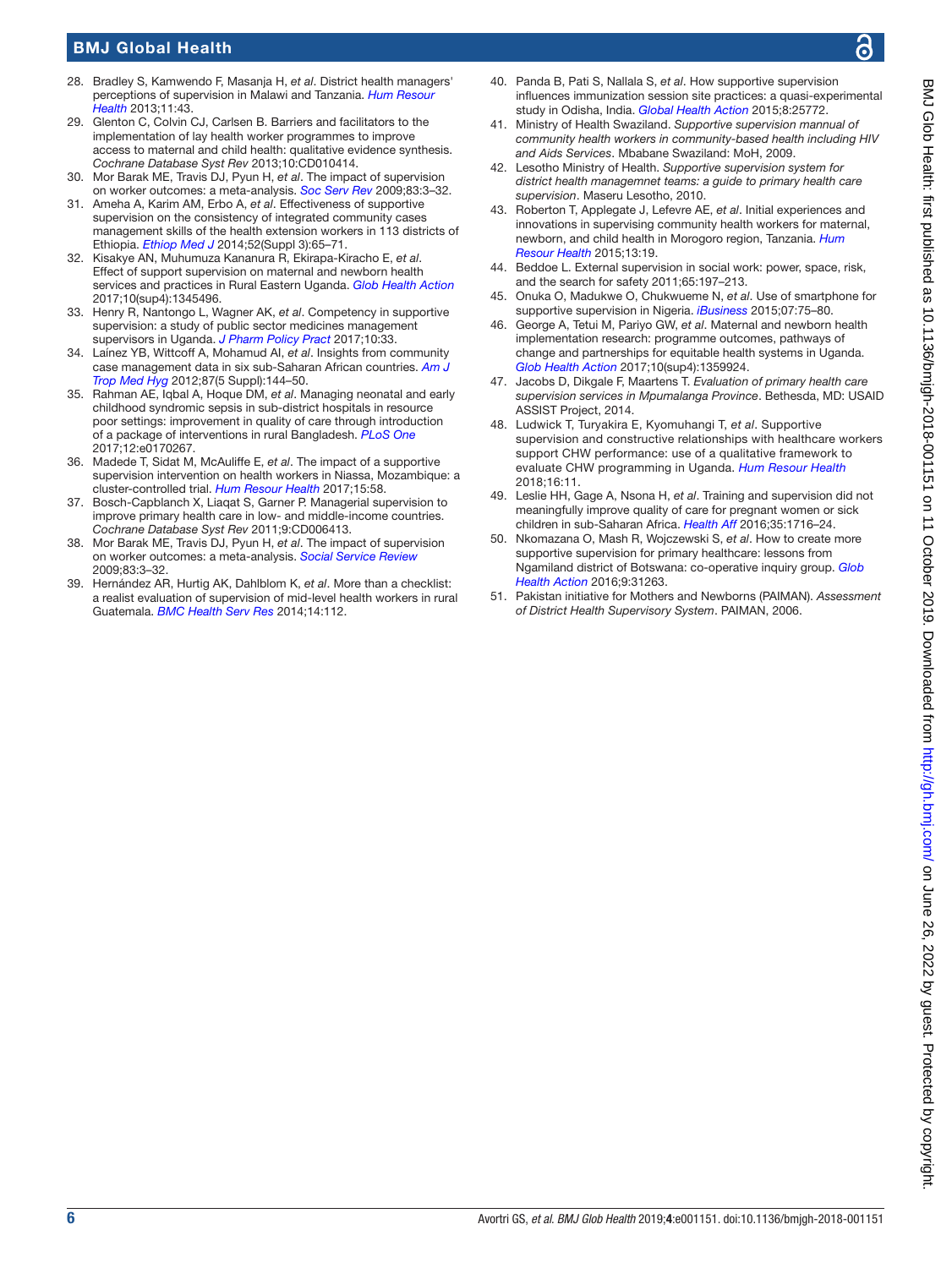28. Bradley S, Kamwendo F, Masanja H, *et al*. District health managers' perceptions of supervision in Malawi and Tanzania. *Hum Resour Health* 2013;11:43.
29. Glenton C, Colvin CJ, Carlsen B. Barriers and facilitators to the implementation of lay health worker programmes to improve access to maternal and child health: qualitative evidence synthesis. *Cochrane Database Syst Rev* 2013;10:CD010414.
30. Mor Barak ME, Travis DJ, Pyun H, *et al*. The impact of supervision on worker outcomes: a meta-analysis. *Soc Serv Rev* 2009;83:3–32.
31. Ameha A, Karim AM, Erbo A, *et al*. Effectiveness of supportive supervision on the consistency of integrated community cases management skills of the health extension workers in 113 districts of Ethiopia. *Ethiop Med J* 2014;52(Suppl 3):65–71.
32. Kisakye AN, Muhumuza Kananura R, Ekirapa-Kiracho E, *et al*. Effect of support supervision on maternal and newborn health services and practices in Rural Eastern Uganda. *Glob Health Action* 2017;10(sup4):1345496.
33. Henry R, Nantongo L, Wagner AK, *et al*. Competency in supportive supervision: a study of public sector medicines management supervisors in Uganda. *J Pharm Policy Pract* 2017;10:33.
34. Laínez YB, Wittcoff A, Mohamud AI, *et al*. Insights from community case management data in six sub-Saharan African countries. *Am J Trop Med Hyg* 2012;87(5 Suppl):144–50.
35. Rahman AE, Iqbal A, Hoque DM, *et al*. Managing neonatal and early childhood syndromic sepsis in sub-district hospitals in resource poor settings: improvement in quality of care through introduction of a package of interventions in rural Bangladesh. *PLoS One* 2017;12:e0170267.
36. Madede T, Sidat M, McAuliffe E, *et al*. The impact of a supportive supervision intervention on health workers in Niassa, Mozambique: a cluster-controlled trial. *Hum Resour Health* 2017;15:58.
37. Bosch-Capblanch X, Liaqat S, Garner P. Managerial supervision to improve primary health care in low- and middle-income countries. *Cochrane Database Syst Rev* 2011;9:CD006413.
38. Mor Barak ME, Travis DJ, Pyun H, *et al*. The impact of supervision on worker outcomes: a meta-analysis. *Social Service Review* 2009;83:3–32.
39. Hernández AR, Hurtig AK, Dahlblom K, *et al*. More than a checklist: a realist evaluation of supervision of mid-level health workers in rural Guatemala. *BMC Health Serv Res* 2014;14:112.
40. Panda B, Pati S, Nallala S, *et al*. How supportive supervision influences immunization session site practices: a quasi-experimental study in Odisha, India. *Global Health Action* 2015;8:25772.
41. Ministry of Health Swaziland. *Supportive supervision manual of community health workers in community-based health including HIV and Aids Services*. Mbabane Swaziland: MoH, 2009.
42. Lesotho Ministry of Health. *Supportive supervision system for district health managemnet teams: a guide to primary health care supervision*. Maseru Lesotho, 2010.
43. Roberton T, Applegate J, Lefevre AE, *et al*. Initial experiences and innovations in supervising community health workers for maternal, newborn, and child health in Morogoro region, Tanzania. *Hum Resour Health* 2015;13:19.
44. Beddoe L. External supervision in social work: power, space, risk, and the search for safety 2011;65:197–213.
45. Onuka O, Madukwe O, Chukwueme N, *et al*. Use of smartphone for supportive supervision in Nigeria. *iBusiness* 2015;07:75–80.
46. George A, Tetui M, Pariyo GW, *et al*. Maternal and newborn health implementation research: programme outcomes, pathways of change and partnerships for equitable health systems in Uganda. *Glob Health Action* 2017;10(sup4):1359924.
47. Jacobs D, Dikgale F, Maartens T. *Evaluation of primary health care supervision services in Mpumalanga Province*. Bethesda, MD: USAID ASSIST Project, 2014.
48. Ludwick T, Turyakira E, Kyomuhangi T, *et al*. Supportive supervision and constructive relationships with healthcare workers support CHW performance: use of a qualitative framework to evaluate CHW programming in Uganda. *Hum Resour Health* 2018;16:11.
49. Leslie HH, Gage A, Nsona H, *et al*. Training and supervision did not meaningfully improve quality of care for pregnant women or sick children in sub-Saharan Africa. *Health Aff* 2016;35:1716–24.
50. Nkomazana O, Mash R, Wojczewski S, *et al*. How to create more supportive supervision for primary healthcare: lessons from Ngamiland district of Botswana: co-operative inquiry group. *Glob Health Action* 2016;9:31263.
51. Pakistan initiative for Mothers and Newborns (PAIMAN). *Assessment of District Health Supervisory System*. PAIMAN, 2006.